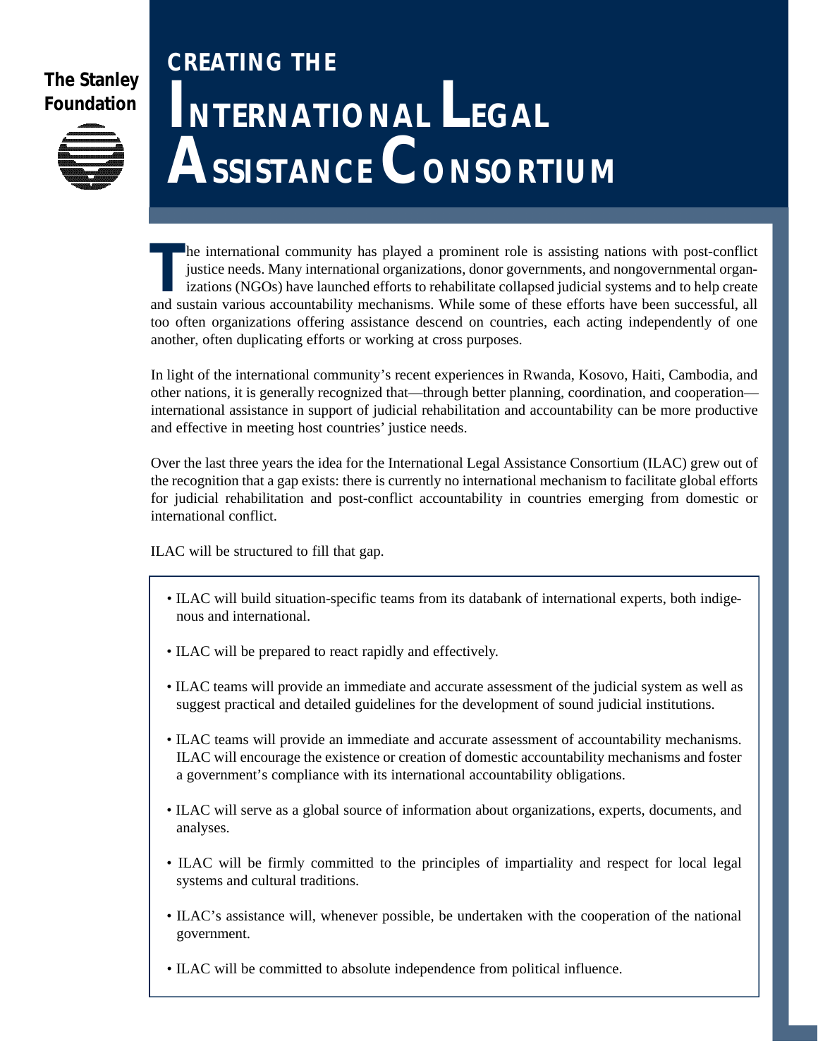The Stanley Foundation

# CREATING THE INTERNATIONAL LEGAL ASSISTANCE CONSORTIUM

The international community has played a prominent role is assisting nations with post-conflict justice needs. Many international organizations, donor governments, and nongovernmental organizations (NGOs) have launched efforts to rehabilitate collapsed judicial systems and to help create and sustain various accountability mechanisms. While some of these efforts have been successful, all too often organizations offering assistance descend on countries, each acting independently of one another, often duplicating efforts or working at cross purposes.

In light of the international community's recent experiences in Rwanda, Kosovo, Haiti, Cambodia, and other nations, it is generally recognized that—through better planning, coordination, and cooperation—international assistance in support of judicial rehabilitation and accountability can be more productive and effective in meeting host countries' justice needs.

Over the last three years the idea for the International Legal Assistance Consortium (ILAC) grew out of the recognition that a gap exists: there is currently no international mechanism to facilitate global efforts for judicial rehabilitation and post-conflict accountability in countries emerging from domestic or international conflict.

ILAC will be structured to fill that gap.

- ILAC will build situation-specific teams from its databank of international experts, both indigenous and international.
- ILAC will be prepared to react rapidly and effectively.
- ILAC teams will provide an immediate and accurate assessment of the judicial system as well as suggest practical and detailed guidelines for the development of sound judicial institutions.
- ILAC teams will provide an immediate and accurate assessment of accountability mechanisms. ILAC will encourage the existence or creation of domestic accountability mechanisms and foster a government's compliance with its international accountability obligations.
- ILAC will serve as a global source of information about organizations, experts, documents, and analyses.
- ILAC will be firmly committed to the principles of impartiality and respect for local legal systems and cultural traditions.
- ILAC's assistance will, whenever possible, be undertaken with the cooperation of the national government.
- ILAC will be committed to absolute independence from political influence.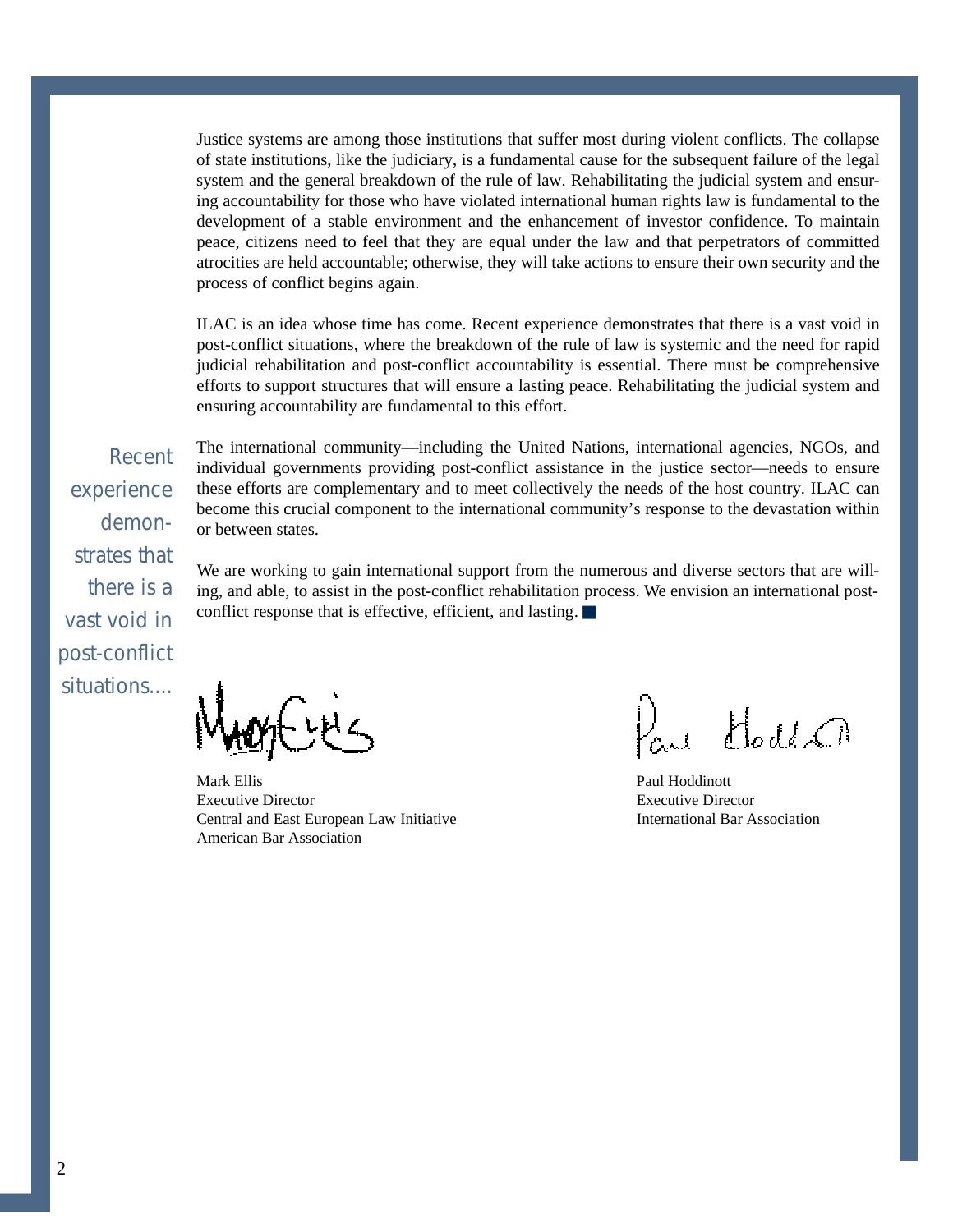Justice systems are among those institutions that suffer most during violent conflicts. The collapse of state institutions, like the judiciary, is a fundamental cause for the subsequent failure of the legal system and the general breakdown of the rule of law. Rehabilitating the judicial system and ensuring accountability for those who have violated international human rights law is fundamental to the development of a stable environment and the enhancement of investor confidence. To maintain peace, citizens need to feel that they are equal under the law and that perpetrators of committed atrocities are held accountable; otherwise, they will take actions to ensure their own security and the process of conflict begins again.

ILAC is an idea whose time has come. Recent experience demonstrates that there is a vast void in post-conflict situations, where the breakdown of the rule of law is systemic and the need for rapid judicial rehabilitation and post-conflict accountability is essential. There must be comprehensive efforts to support structures that will ensure a lasting peace. Rehabilitating the judicial system and ensuring accountability are fundamental to this effort.

*Recent experience demonstrates that there is a vast void in post-conflict situations....*

The international community—including the United Nations, international agencies, NGOs, and individual governments providing post-conflict assistance in the justice sector—needs to ensure these efforts are complementary and to meet collectively the needs of the host country. ILAC can become this crucial component to the international community's response to the devastation within or between states.

We are working to gain international support from the numerous and diverse sectors that are willing, and able, to assist in the post-conflict rehabilitation process. We envision an international post-conflict response that is effective, efficient, and lasting. ■

Mark Ellis
Executive Director
Central and East European Law Initiative
American Bar Association

Paul Hoddinott
Executive Director
International Bar Association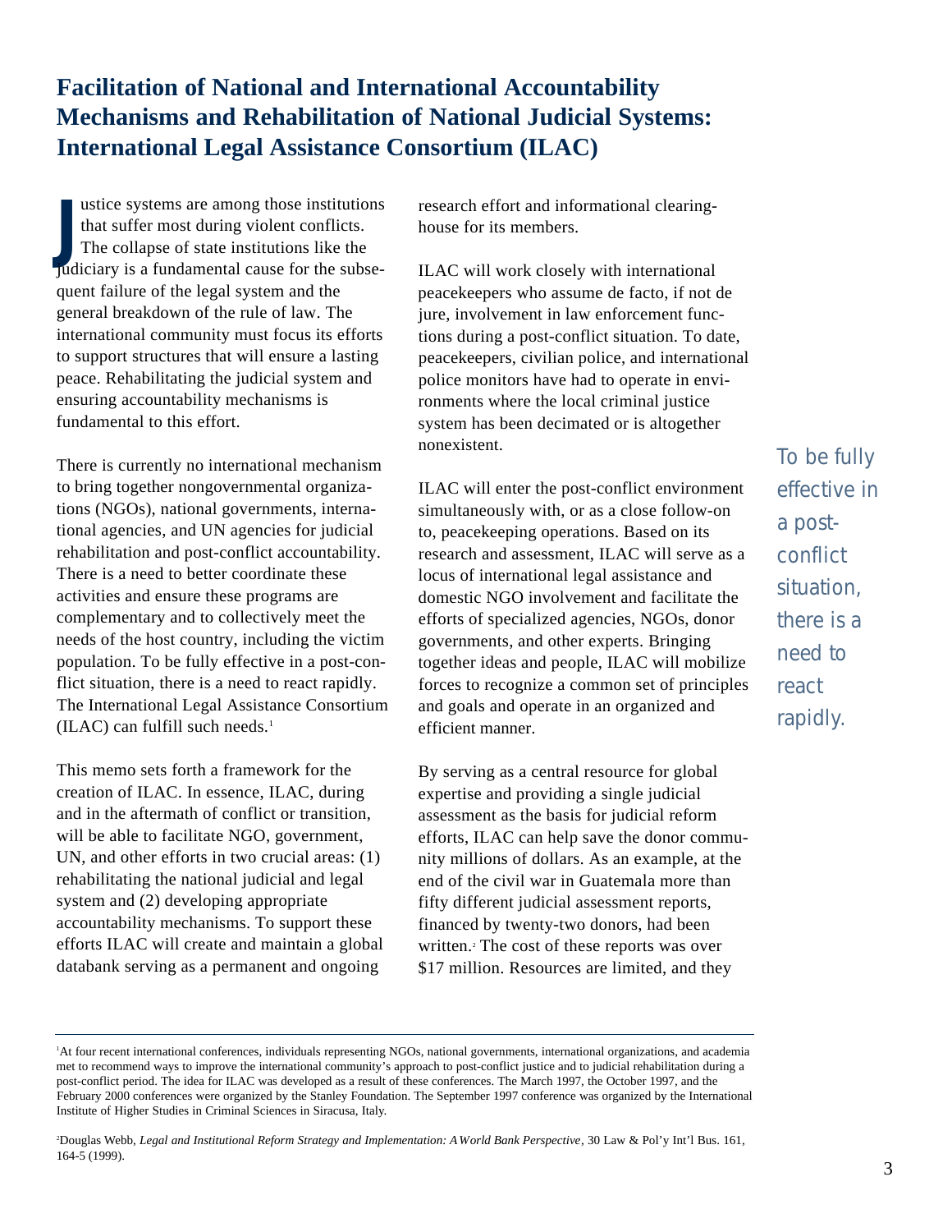# Facilitation of National and International Accountability Mechanisms and Rehabilitation of National Judicial Systems: International Legal Assistance Consortium (ILAC)

Justice systems are among those institutions that suffer most during violent conflicts. The collapse of state institutions like the judiciary is a fundamental cause for the subsequent failure of the legal system and the general breakdown of the rule of law. The international community must focus its efforts to support structures that will ensure a lasting peace. Rehabilitating the judicial system and ensuring accountability mechanisms is fundamental to this effort.

There is currently no international mechanism to bring together nongovernmental organizations (NGOs), national governments, international agencies, and UN agencies for judicial rehabilitation and post-conflict accountability. There is a need to better coordinate these activities and ensure these programs are complementary and to collectively meet the needs of the host country, including the victim population. To be fully effective in a post-conflict situation, there is a need to react rapidly. The International Legal Assistance Consortium (ILAC) can fulfill such needs.[1]

This memo sets forth a framework for the creation of ILAC. In essence, ILAC, during and in the aftermath of conflict or transition, will be able to facilitate NGO, government, UN, and other efforts in two crucial areas: (1) rehabilitating the national judicial and legal system and (2) developing appropriate accountability mechanisms. To support these efforts ILAC will create and maintain a global databank serving as a permanent and ongoing research effort and informational clearinghouse for its members.

ILAC will work closely with international peacekeepers who assume de facto, if not de jure, involvement in law enforcement functions during a post-conflict situation. To date, peacekeepers, civilian police, and international police monitors have had to operate in environments where the local criminal justice system has been decimated or is altogether nonexistent.

ILAC will enter the post-conflict environment simultaneously with, or as a close follow-on to, peacekeeping operations. Based on its research and assessment, ILAC will serve as a locus of international legal assistance and domestic NGO involvement and facilitate the efforts of specialized agencies, NGOs, donor governments, and other experts. Bringing together ideas and people, ILAC will mobilize forces to recognize a common set of principles and goals and operate in an organized and efficient manner.

*To be fully effective in a post-conflict situation, there is a need to react rapidly.*

By serving as a central resource for global expertise and providing a single judicial assessment as the basis for judicial reform efforts, ILAC can help save the donor community millions of dollars. As an example, at the end of the civil war in Guatemala more than fifty different judicial assessment reports, financed by twenty-two donors, had been written.[2] The cost of these reports was over $17 million. Resources are limited, and they

---

[1] At four recent international conferences, individuals representing NGOs, national governments, international organizations, and academia met to recommend ways to improve the international community's approach to post-conflict justice and to judicial rehabilitation during a post-conflict period. The idea for ILAC was developed as a result of these conferences. The March 1997, the October 1997, and the February 2000 conferences were organized by the Stanley Foundation. The September 1997 conference was organized by the International Institute of Higher Studies in Criminal Sciences in Siracusa, Italy.

[2] Douglas Webb, *Legal and Institutional Reform Strategy and Implementation: A World Bank Perspective*, 30 Law & Pol'y Int'l Bus. 161, 164-5 (1999).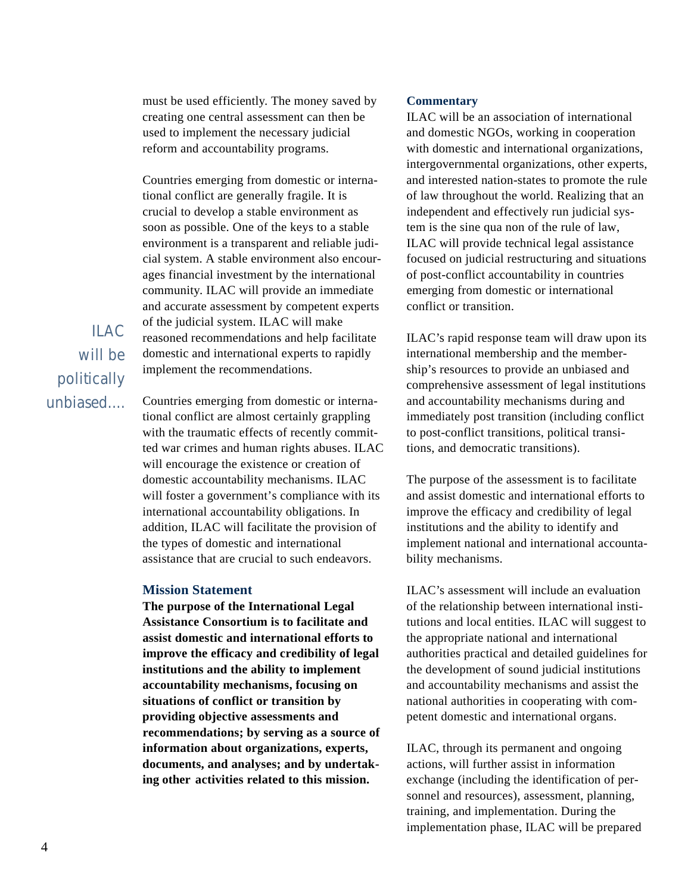must be used efficiently. The money saved by creating one central assessment can then be used to implement the necessary judicial reform and accountability programs.

Countries emerging from domestic or international conflict are generally fragile. It is crucial to develop a stable environment as soon as possible. One of the keys to a stable environment is a transparent and reliable judicial system. A stable environment also encourages financial investment by the international community. ILAC will provide an immediate and accurate assessment by competent experts of the judicial system. ILAC will make reasoned recommendations and help facilitate domestic and international experts to rapidly implement the recommendations.

*ILAC will be politically unbiased....*

Countries emerging from domestic or international conflict are almost certainly grappling with the traumatic effects of recently committed war crimes and human rights abuses. ILAC will encourage the existence or creation of domestic accountability mechanisms. ILAC will foster a government's compliance with its international accountability obligations. In addition, ILAC will facilitate the provision of the types of domestic and international assistance that are crucial to such endeavors.

## Mission Statement

**The purpose of the International Legal Assistance Consortium is to facilitate and assist domestic and international efforts to improve the efficacy and credibility of legal institutions and the ability to implement accountability mechanisms, focusing on situations of conflict or transition by providing objective assessments and recommendations; by serving as a source of information about organizations, experts, documents, and analyses; and by undertaking other activities related to this mission.**

### Commentary

ILAC will be an association of international and domestic NGOs, working in cooperation with domestic and international organizations, intergovernmental organizations, other experts, and interested nation-states to promote the rule of law throughout the world. Realizing that an independent and effectively run judicial system is the sine qua non of the rule of law, ILAC will provide technical legal assistance focused on judicial restructuring and situations of post-conflict accountability in countries emerging from domestic or international conflict or transition.

ILAC's rapid response team will draw upon its international membership and the membership's resources to provide an unbiased and comprehensive assessment of legal institutions and accountability mechanisms during and immediately post transition (including conflict to post-conflict transitions, political transitions, and democratic transitions).

The purpose of the assessment is to facilitate and assist domestic and international efforts to improve the efficacy and credibility of legal institutions and the ability to identify and implement national and international accountability mechanisms.

ILAC's assessment will include an evaluation of the relationship between international institutions and local entities. ILAC will suggest to the appropriate national and international authorities practical and detailed guidelines for the development of sound judicial institutions and accountability mechanisms and assist the national authorities in cooperating with competent domestic and international organs.

ILAC, through its permanent and ongoing actions, will further assist in information exchange (including the identification of personnel and resources), assessment, planning, training, and implementation. During the implementation phase, ILAC will be prepared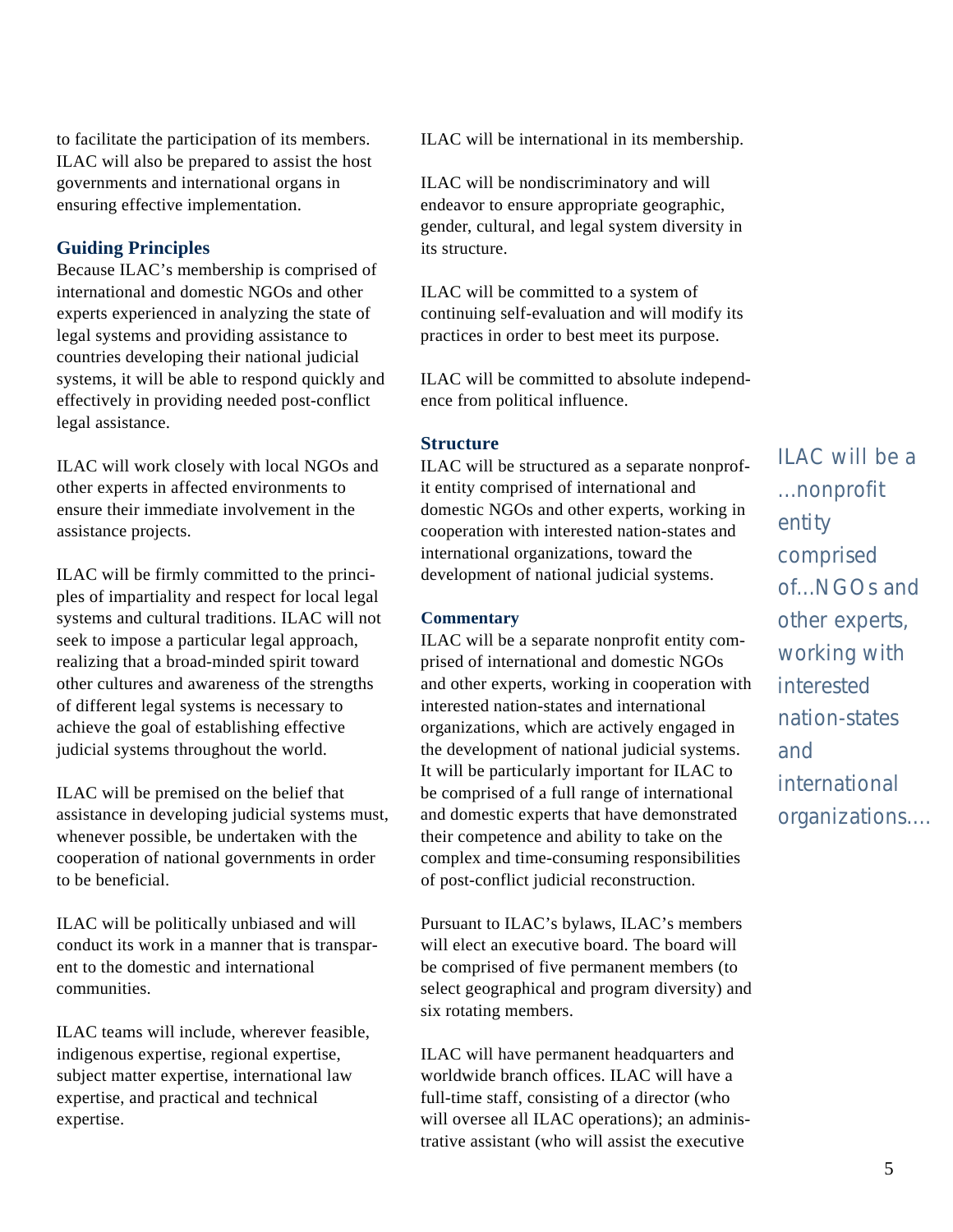to facilitate the participation of its members. ILAC will also be prepared to assist the host governments and international organs in ensuring effective implementation.

### Guiding Principles

Because ILAC's membership is comprised of international and domestic NGOs and other experts experienced in analyzing the state of legal systems and providing assistance to countries developing their national judicial systems, it will be able to respond quickly and effectively in providing needed post-conflict legal assistance.

ILAC will work closely with local NGOs and other experts in affected environments to ensure their immediate involvement in the assistance projects.

ILAC will be firmly committed to the principles of impartiality and respect for local legal systems and cultural traditions. ILAC will not seek to impose a particular legal approach, realizing that a broad-minded spirit toward other cultures and awareness of the strengths of different legal systems is necessary to achieve the goal of establishing effective judicial systems throughout the world.

ILAC will be premised on the belief that assistance in developing judicial systems must, whenever possible, be undertaken with the cooperation of national governments in order to be beneficial.

ILAC will be politically unbiased and will conduct its work in a manner that is transparent to the domestic and international communities.

ILAC teams will include, wherever feasible, indigenous expertise, regional expertise, subject matter expertise, international law expertise, and practical and technical expertise.

ILAC will be international in its membership.

ILAC will be nondiscriminatory and will endeavor to ensure appropriate geographic, gender, cultural, and legal system diversity in its structure.

ILAC will be committed to a system of continuing self-evaluation and will modify its practices in order to best meet its purpose.

ILAC will be committed to absolute independence from political influence.

### Structure

ILAC will be structured as a separate nonprofit entity comprised of international and domestic NGOs and other experts, working in cooperation with interested nation-states and international organizations, toward the development of national judicial systems.

#### Commentary

ILAC will be a separate nonprofit entity comprised of international and domestic NGOs and other experts, working in cooperation with interested nation-states and international organizations, which are actively engaged in the development of national judicial systems. It will be particularly important for ILAC to be comprised of a full range of international and domestic experts that have demonstrated their competence and ability to take on the complex and time-consuming responsibilities of post-conflict judicial reconstruction.

*ILAC will be a …nonprofit entity comprised of…NGOs and other experts, working with interested nation-states and international organizations….*

Pursuant to ILAC's bylaws, ILAC's members will elect an executive board. The board will be comprised of five permanent members (to select geographical and program diversity) and six rotating members.

ILAC will have permanent headquarters and worldwide branch offices. ILAC will have a full-time staff, consisting of a director (who will oversee all ILAC operations); an administrative assistant (who will assist the executive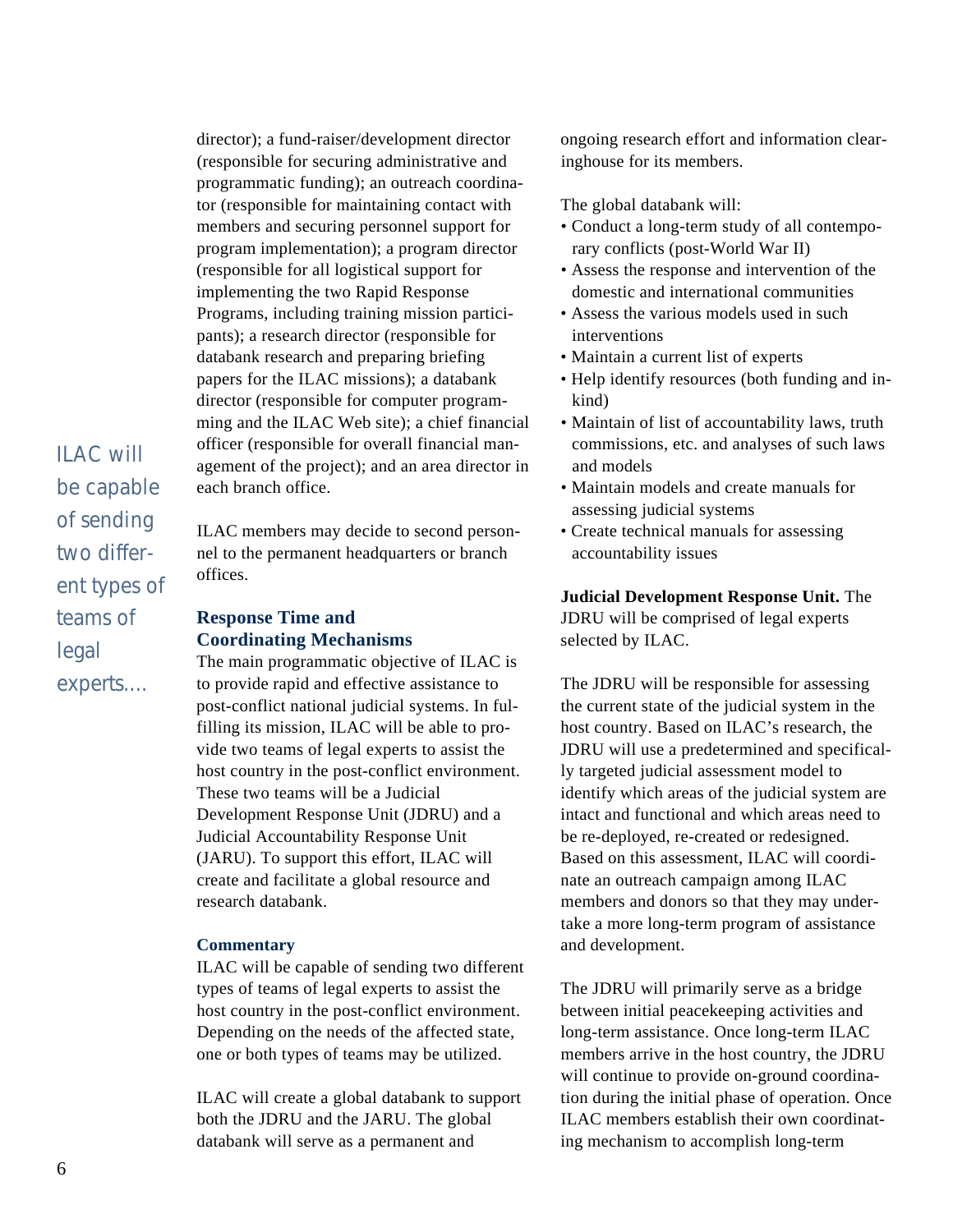director); a fund-raiser/development director (responsible for securing administrative and programmatic funding); an outreach coordinator (responsible for maintaining contact with members and securing personnel support for program implementation); a program director (responsible for all logistical support for implementing the two Rapid Response Programs, including training mission participants); a research director (responsible for databank research and preparing briefing papers for the ILAC missions); a databank director (responsible for computer programming and the ILAC Web site); a chief financial officer (responsible for overall financial management of the project); and an area director in each branch office.

*ILAC will be capable of sending two different types of teams of legal experts....*

ILAC members may decide to second personnel to the permanent headquarters or branch offices.

### Response Time and Coordinating Mechanisms

The main programmatic objective of ILAC is to provide rapid and effective assistance to post-conflict national judicial systems. In fulfilling its mission, ILAC will be able to provide two teams of legal experts to assist the host country in the post-conflict environment. These two teams will be a Judicial Development Response Unit (JDRU) and a Judicial Accountability Response Unit (JARU). To support this effort, ILAC will create and facilitate a global resource and research databank.

#### Commentary

ILAC will be capable of sending two different types of teams of legal experts to assist the host country in the post-conflict environment. Depending on the needs of the affected state, one or both types of teams may be utilized.

ILAC will create a global databank to support both the JDRU and the JARU. The global databank will serve as a permanent and ongoing research effort and information clearinghouse for its members.

The global databank will:

- Conduct a long-term study of all contemporary conflicts (post-World War II)
- Assess the response and intervention of the domestic and international communities
- Assess the various models used in such interventions
- Maintain a current list of experts
- Help identify resources (both funding and in-kind)
- Maintain of list of accountability laws, truth commissions, etc. and analyses of such laws and models
- Maintain models and create manuals for assessing judicial systems
- Create technical manuals for assessing accountability issues

**Judicial Development Response Unit.** The JDRU will be comprised of legal experts selected by ILAC.

The JDRU will be responsible for assessing the current state of the judicial system in the host country. Based on ILAC's research, the JDRU will use a predetermined and specifically targeted judicial assessment model to identify which areas of the judicial system are intact and functional and which areas need to be re-deployed, re-created or redesigned. Based on this assessment, ILAC will coordinate an outreach campaign among ILAC members and donors so that they may undertake a more long-term program of assistance and development.

The JDRU will primarily serve as a bridge between initial peacekeeping activities and long-term assistance. Once long-term ILAC members arrive in the host country, the JDRU will continue to provide on-ground coordination during the initial phase of operation. Once ILAC members establish their own coordinating mechanism to accomplish long-term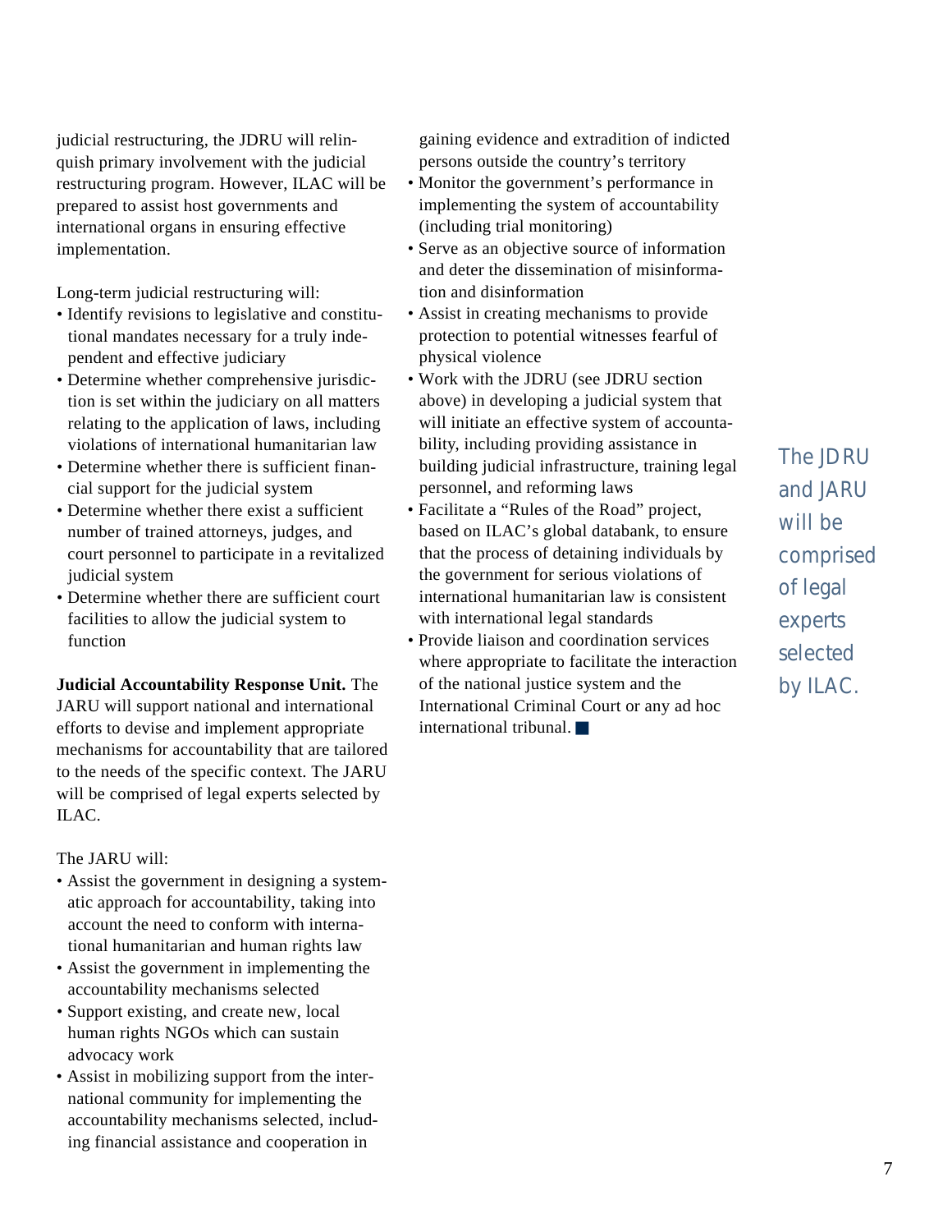judicial restructuring, the JDRU will relinquish primary involvement with the judicial restructuring program. However, ILAC will be prepared to assist host governments and international organs in ensuring effective implementation.

Long-term judicial restructuring will:

- Identify revisions to legislative and constitutional mandates necessary for a truly independent and effective judiciary
- Determine whether comprehensive jurisdiction is set within the judiciary on all matters relating to the application of laws, including violations of international humanitarian law
- Determine whether there is sufficient financial support for the judicial system
- Determine whether there exist a sufficient number of trained attorneys, judges, and court personnel to participate in a revitalized judicial system
- Determine whether there are sufficient court facilities to allow the judicial system to function

**Judicial Accountability Response Unit.** The JARU will support national and international efforts to devise and implement appropriate mechanisms for accountability that are tailored to the needs of the specific context. The JARU will be comprised of legal experts selected by ILAC.

The JARU will:

- Assist the government in designing a systematic approach for accountability, taking into account the need to conform with international humanitarian and human rights law
- Assist the government in implementing the accountability mechanisms selected
- Support existing, and create new, local human rights NGOs which can sustain advocacy work
- Assist in mobilizing support from the international community for implementing the accountability mechanisms selected, including financial assistance and cooperation in gaining evidence and extradition of indicted persons outside the country's territory
- Monitor the government's performance in implementing the system of accountability (including trial monitoring)
- Serve as an objective source of information and deter the dissemination of misinformation and disinformation
- Assist in creating mechanisms to provide protection to potential witnesses fearful of physical violence
- Work with the JDRU (see JDRU section above) in developing a judicial system that will initiate an effective system of accountability, including providing assistance in building judicial infrastructure, training legal personnel, and reforming laws
- Facilitate a "Rules of the Road" project, based on ILAC's global databank, to ensure that the process of detaining individuals by the government for serious violations of international humanitarian law is consistent with international legal standards
- Provide liaison and coordination services where appropriate to facilitate the interaction of the national justice system and the International Criminal Court or any ad hoc international tribunal. ■

*The JDRU and JARU will be comprised of legal experts selected by ILAC.*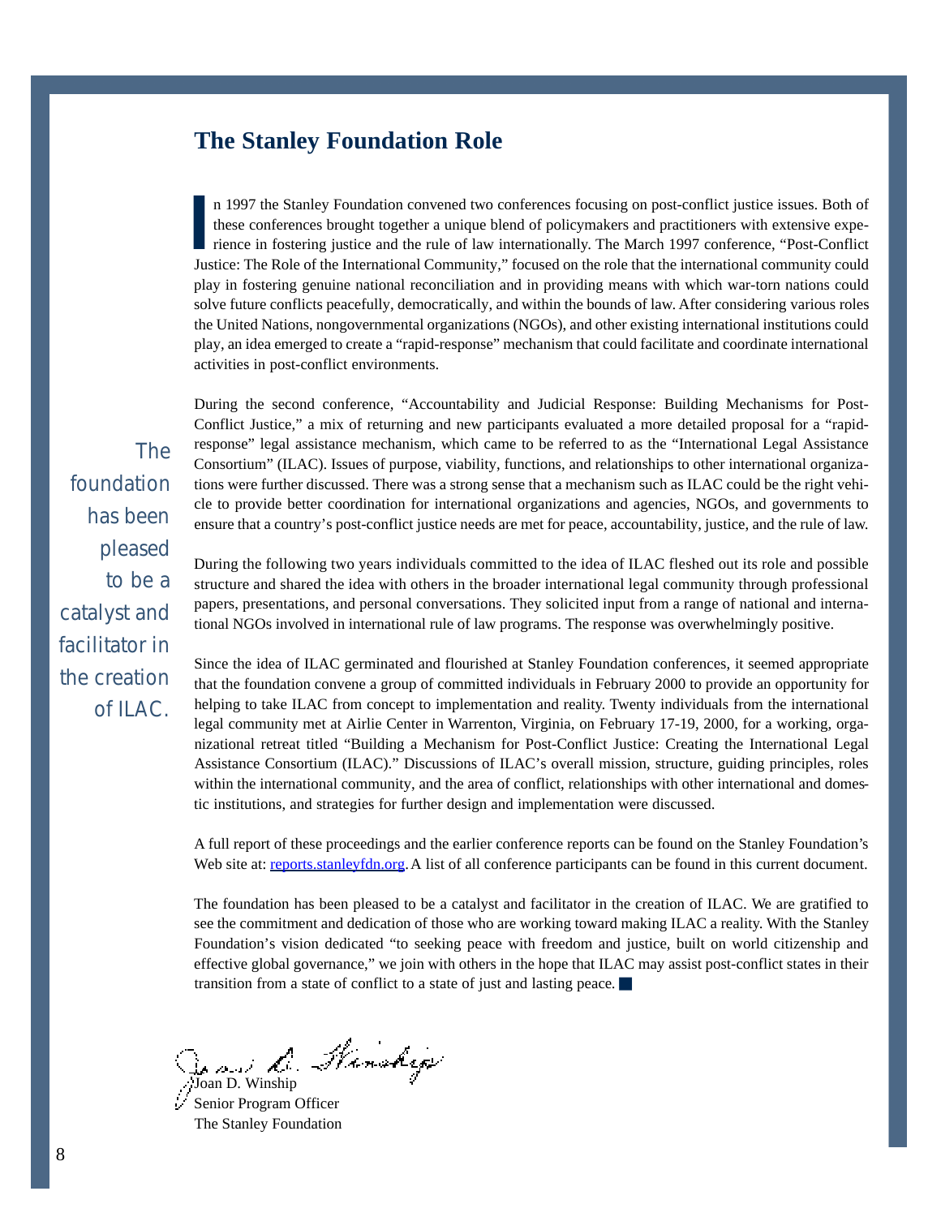## The Stanley Foundation Role

In 1997 the Stanley Foundation convened two conferences focusing on post-conflict justice issues. Both of these conferences brought together a unique blend of policymakers and practitioners with extensive experience in fostering justice and the rule of law internationally. The March 1997 conference, "Post-Conflict Justice: The Role of the International Community," focused on the role that the international community could play in fostering genuine national reconciliation and in providing means with which war-torn nations could solve future conflicts peacefully, democratically, and within the bounds of law. After considering various roles the United Nations, nongovernmental organizations (NGOs), and other existing international institutions could play, an idea emerged to create a "rapid-response" mechanism that could facilitate and coordinate international activities in post-conflict environments.

During the second conference, "Accountability and Judicial Response: Building Mechanisms for Post-Conflict Justice," a mix of returning and new participants evaluated a more detailed proposal for a "rapid-response" legal assistance mechanism, which came to be referred to as the "International Legal Assistance Consortium" (ILAC). Issues of purpose, viability, functions, and relationships to other international organizations were further discussed. There was a strong sense that a mechanism such as ILAC could be the right vehicle to provide better coordination for international organizations and agencies, NGOs, and governments to ensure that a country's post-conflict justice needs are met for peace, accountability, justice, and the rule of law.

*The foundation has been pleased to be a catalyst and facilitator in the creation of ILAC.*

During the following two years individuals committed to the idea of ILAC fleshed out its role and possible structure and shared the idea with others in the broader international legal community through professional papers, presentations, and personal conversations. They solicited input from a range of national and international NGOs involved in international rule of law programs. The response was overwhelmingly positive.

Since the idea of ILAC germinated and flourished at Stanley Foundation conferences, it seemed appropriate that the foundation convene a group of committed individuals in February 2000 to provide an opportunity for helping to take ILAC from concept to implementation and reality. Twenty individuals from the international legal community met at Airlie Center in Warrenton, Virginia, on February 17-19, 2000, for a working, organizational retreat titled "Building a Mechanism for Post-Conflict Justice: Creating the International Legal Assistance Consortium (ILAC)." Discussions of ILAC's overall mission, structure, guiding principles, roles within the international community, and the area of conflict, relationships with other international and domestic institutions, and strategies for further design and implementation were discussed.

A full report of these proceedings and the earlier conference reports can be found on the Stanley Foundation's Web site at: reports.stanleyfdn.org. A list of all conference participants can be found in this current document.

The foundation has been pleased to be a catalyst and facilitator in the creation of ILAC. We are gratified to see the commitment and dedication of those who are working toward making ILAC a reality. With the Stanley Foundation's vision dedicated "to seeking peace with freedom and justice, built on world citizenship and effective global governance," we join with others in the hope that ILAC may assist post-conflict states in their transition from a state of conflict to a state of just and lasting peace. ■

Joan D. Winship
Senior Program Officer
The Stanley Foundation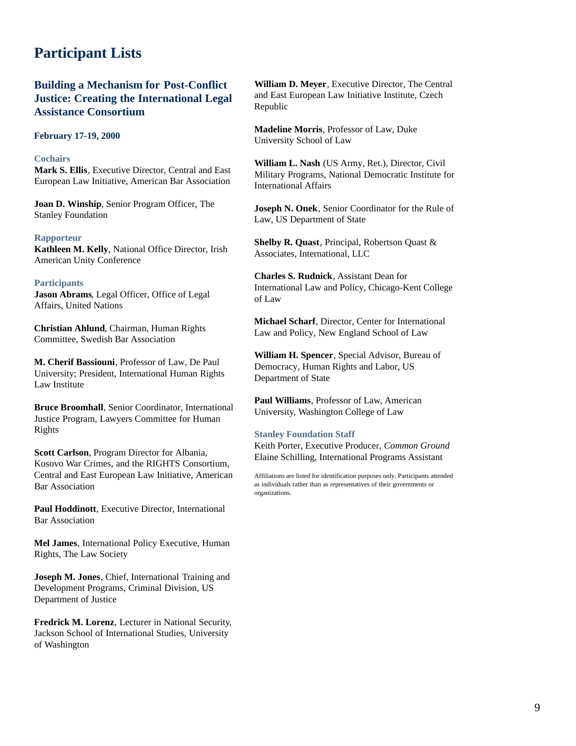# Participant Lists

## Building a Mechanism for Post-Conflict Justice: Creating the International Legal Assistance Consortium

**February 17-19, 2000**

### Cochairs

**Mark S. Ellis**, Executive Director, Central and East European Law Initiative, American Bar Association

**Joan D. Winship**, Senior Program Officer, The Stanley Foundation

### Rapporteur

**Kathleen M. Kelly**, National Office Director, Irish American Unity Conference

### Participants

**Jason Abrams**, Legal Officer, Office of Legal Affairs, United Nations

**Christian Ahlund**, Chairman, Human Rights Committee, Swedish Bar Association

**M. Cherif Bassiouni**, Professor of Law, De Paul University; President, International Human Rights Law Institute

**Bruce Broomhall**, Senior Coordinator, International Justice Program, Lawyers Committee for Human Rights

**Scott Carlson**, Program Director for Albania, Kosovo War Crimes, and the RIGHTS Consortium, Central and East European Law Initiative, American Bar Association

**Paul Hoddinott**, Executive Director, International Bar Association

**Mel James**, International Policy Executive, Human Rights, The Law Society

**Joseph M. Jones**, Chief, International Training and Development Programs, Criminal Division, US Department of Justice

**Fredrick M. Lorenz**, Lecturer in National Security, Jackson School of International Studies, University of Washington

**William D. Meyer**, Executive Director, The Central and East European Law Initiative Institute, Czech Republic

**Madeline Morris**, Professor of Law, Duke University School of Law

**William L. Nash** (US Army, Ret.), Director, Civil Military Programs, National Democratic Institute for International Affairs

**Joseph N. Onek**, Senior Coordinator for the Rule of Law, US Department of State

**Shelby R. Quast**, Principal, Robertson Quast & Associates, International, LLC

**Charles S. Rudnick**, Assistant Dean for International Law and Policy, Chicago-Kent College of Law

**Michael Scharf**, Director, Center for International Law and Policy, New England School of Law

**William H. Spencer**, Special Advisor, Bureau of Democracy, Human Rights and Labor, US Department of State

**Paul Williams**, Professor of Law, American University, Washington College of Law

### Stanley Foundation Staff

Keith Porter, Executive Producer, *Common Ground*
Elaine Schilling, International Programs Assistant

Affiliations are listed for identification purposes only. Participants attended as individuals rather than as representatives of their governments or organizations.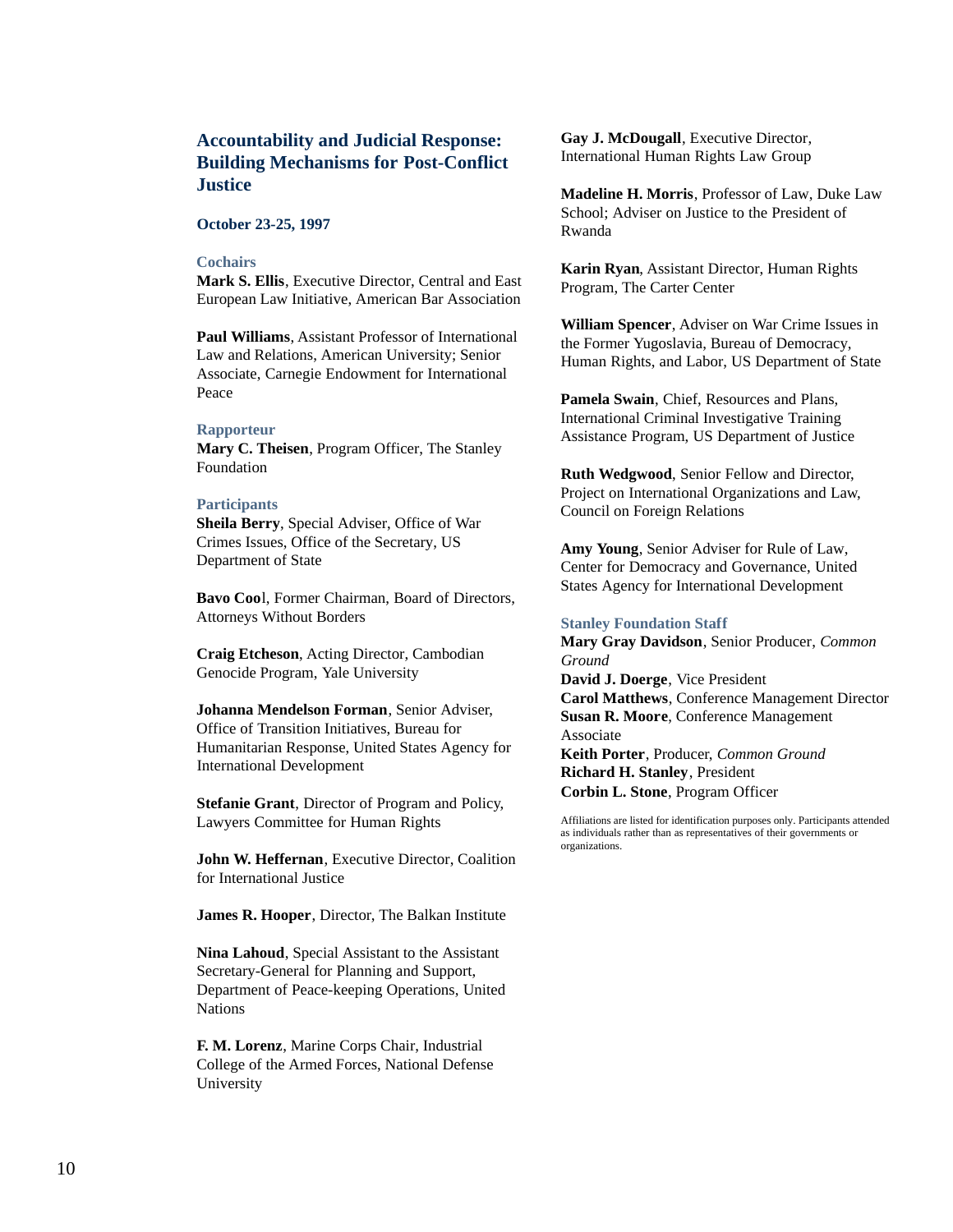## Accountability and Judicial Response: Building Mechanisms for Post-Conflict Justice

**October 23-25, 1997**

### Cochairs

**Mark S. Ellis**, Executive Director, Central and East European Law Initiative, American Bar Association

**Paul Williams**, Assistant Professor of International Law and Relations, American University; Senior Associate, Carnegie Endowment for International Peace

### Rapporteur

**Mary C. Theisen**, Program Officer, The Stanley Foundation

### Participants

**Sheila Berry**, Special Adviser, Office of War Crimes Issues, Office of the Secretary, US Department of State

**Bavo Cool**, Former Chairman, Board of Directors, Attorneys Without Borders

**Craig Etcheson**, Acting Director, Cambodian Genocide Program, Yale University

**Johanna Mendelson Forman**, Senior Adviser, Office of Transition Initiatives, Bureau for Humanitarian Response, United States Agency for International Development

**Stefanie Grant**, Director of Program and Policy, Lawyers Committee for Human Rights

**John W. Heffernan**, Executive Director, Coalition for International Justice

**James R. Hooper**, Director, The Balkan Institute

**Nina Lahoud**, Special Assistant to the Assistant Secretary-General for Planning and Support, Department of Peace-keeping Operations, United Nations

**F. M. Lorenz**, Marine Corps Chair, Industrial College of the Armed Forces, National Defense University

**Gay J. McDougall**, Executive Director, International Human Rights Law Group

**Madeline H. Morris**, Professor of Law, Duke Law School; Adviser on Justice to the President of Rwanda

**Karin Ryan**, Assistant Director, Human Rights Program, The Carter Center

**William Spencer**, Adviser on War Crime Issues in the Former Yugoslavia, Bureau of Democracy, Human Rights, and Labor, US Department of State

**Pamela Swain**, Chief, Resources and Plans, International Criminal Investigative Training Assistance Program, US Department of Justice

**Ruth Wedgwood**, Senior Fellow and Director, Project on International Organizations and Law, Council on Foreign Relations

**Amy Young**, Senior Adviser for Rule of Law, Center for Democracy and Governance, United States Agency for International Development

### Stanley Foundation Staff

**Mary Gray Davidson**, Senior Producer, *Common Ground*
**David J. Doerge**, Vice President
**Carol Matthews**, Conference Management Director
**Susan R. Moore**, Conference Management Associate
**Keith Porter**, Producer, *Common Ground*
**Richard H. Stanley**, President
**Corbin L. Stone**, Program Officer

Affiliations are listed for identification purposes only. Participants attended as individuals rather than as representatives of their governments or organizations.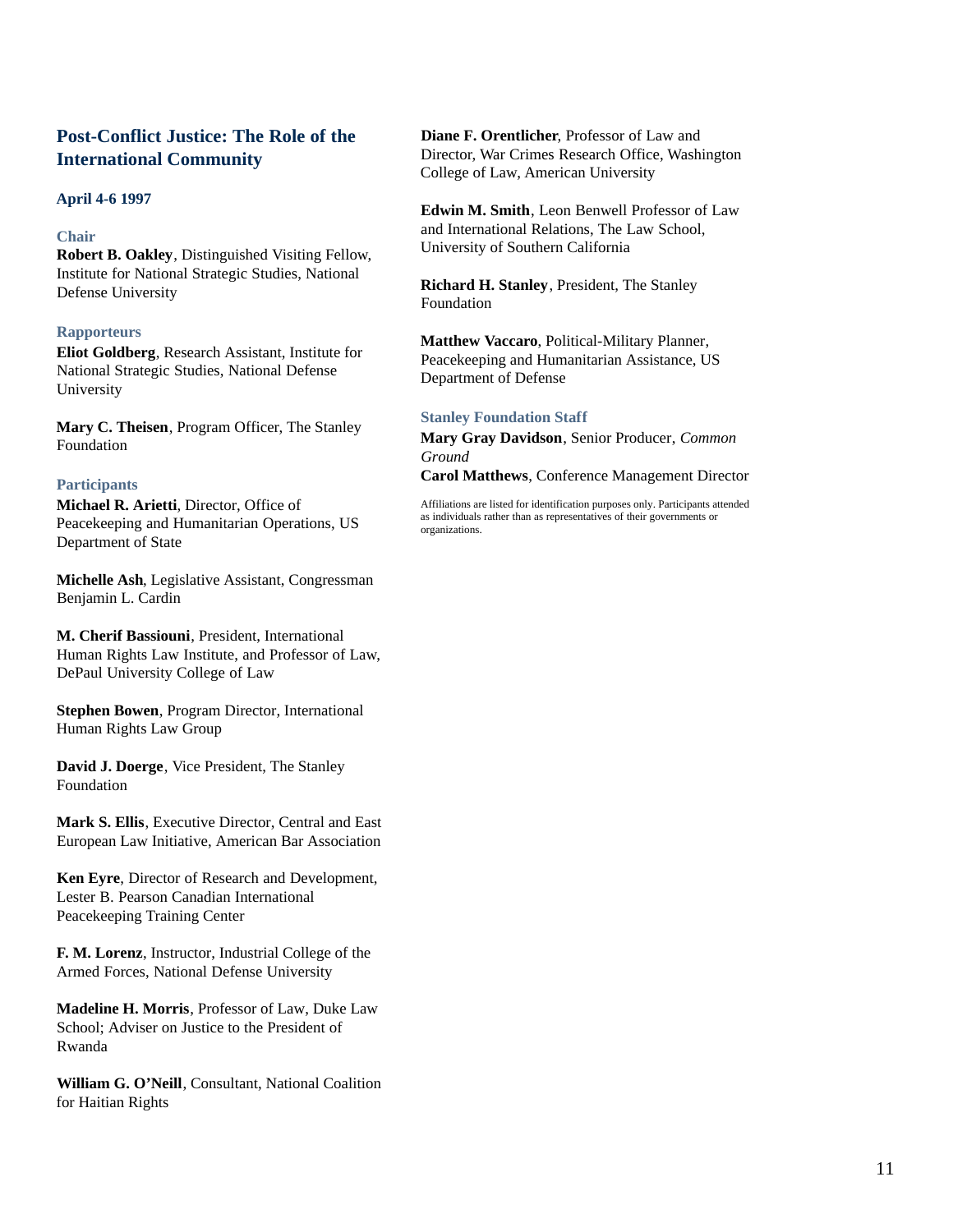## Post-Conflict Justice: The Role of the International Community

**April 4-6 1997**

### Chair

**Robert B. Oakley**, Distinguished Visiting Fellow, Institute for National Strategic Studies, National Defense University

### Rapporteurs

**Eliot Goldberg**, Research Assistant, Institute for National Strategic Studies, National Defense University

**Mary C. Theisen**, Program Officer, The Stanley Foundation

### Participants

**Michael R. Arietti**, Director, Office of Peacekeeping and Humanitarian Operations, US Department of State

**Michelle Ash**, Legislative Assistant, Congressman Benjamin L. Cardin

**M. Cherif Bassiouni**, President, International Human Rights Law Institute, and Professor of Law, DePaul University College of Law

**Stephen Bowen**, Program Director, International Human Rights Law Group

**David J. Doerge**, Vice President, The Stanley Foundation

**Mark S. Ellis**, Executive Director, Central and East European Law Initiative, American Bar Association

**Ken Eyre**, Director of Research and Development, Lester B. Pearson Canadian International Peacekeeping Training Center

**F. M. Lorenz**, Instructor, Industrial College of the Armed Forces, National Defense University

**Madeline H. Morris**, Professor of Law, Duke Law School; Adviser on Justice to the President of Rwanda

**William G. O'Neill**, Consultant, National Coalition for Haitian Rights

**Diane F. Orentlicher**, Professor of Law and Director, War Crimes Research Office, Washington College of Law, American University

**Edwin M. Smith**, Leon Benwell Professor of Law and International Relations, The Law School, University of Southern California

**Richard H. Stanley**, President, The Stanley Foundation

**Matthew Vaccaro**, Political-Military Planner, Peacekeeping and Humanitarian Assistance, US Department of Defense

### Stanley Foundation Staff

**Mary Gray Davidson**, Senior Producer, *Common Ground*

**Carol Matthews**, Conference Management Director

Affiliations are listed for identification purposes only. Participants attended as individuals rather than as representatives of their governments or organizations.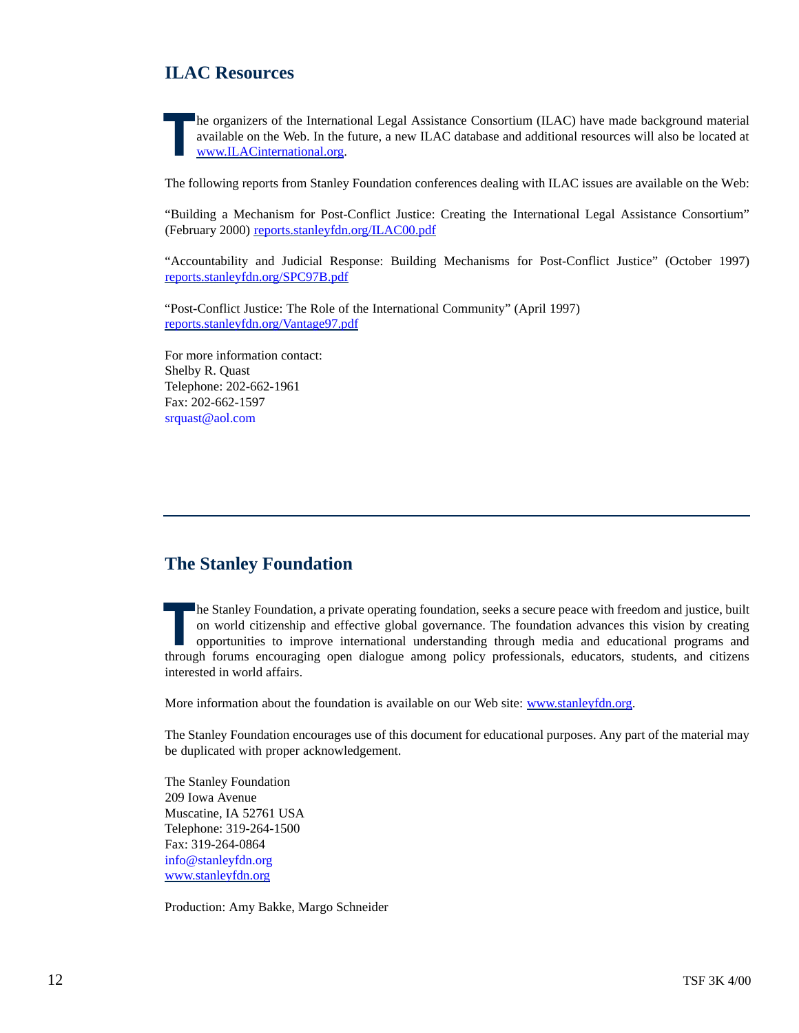## ILAC Resources

The organizers of the International Legal Assistance Consortium (ILAC) have made background material available on the Web. In the future, a new ILAC database and additional resources will also be located at www.ILACinternational.org.

The following reports from Stanley Foundation conferences dealing with ILAC issues are available on the Web:

"Building a Mechanism for Post-Conflict Justice: Creating the International Legal Assistance Consortium" (February 2000) reports.stanleyfdn.org/ILAC00.pdf

"Accountability and Judicial Response: Building Mechanisms for Post-Conflict Justice" (October 1997) reports.stanleyfdn.org/SPC97B.pdf

"Post-Conflict Justice: The Role of the International Community" (April 1997)
reports.stanleyfdn.org/Vantage97.pdf

For more information contact:
Shelby R. Quast
Telephone: 202-662-1961
Fax: 202-662-1597
srquast@aol.com

---

## The Stanley Foundation

The Stanley Foundation, a private operating foundation, seeks a secure peace with freedom and justice, built on world citizenship and effective global governance. The foundation advances this vision by creating opportunities to improve international understanding through media and educational programs and through forums encouraging open dialogue among policy professionals, educators, students, and citizens interested in world affairs.

More information about the foundation is available on our Web site: www.stanleyfdn.org.

The Stanley Foundation encourages use of this document for educational purposes. Any part of the material may be duplicated with proper acknowledgement.

The Stanley Foundation
209 Iowa Avenue
Muscatine, IA 52761 USA
Telephone: 319-264-1500
Fax: 319-264-0864
info@stanleyfdn.org
www.stanleyfdn.org

Production: Amy Bakke, Margo Schneider

TSF 3K 4/00